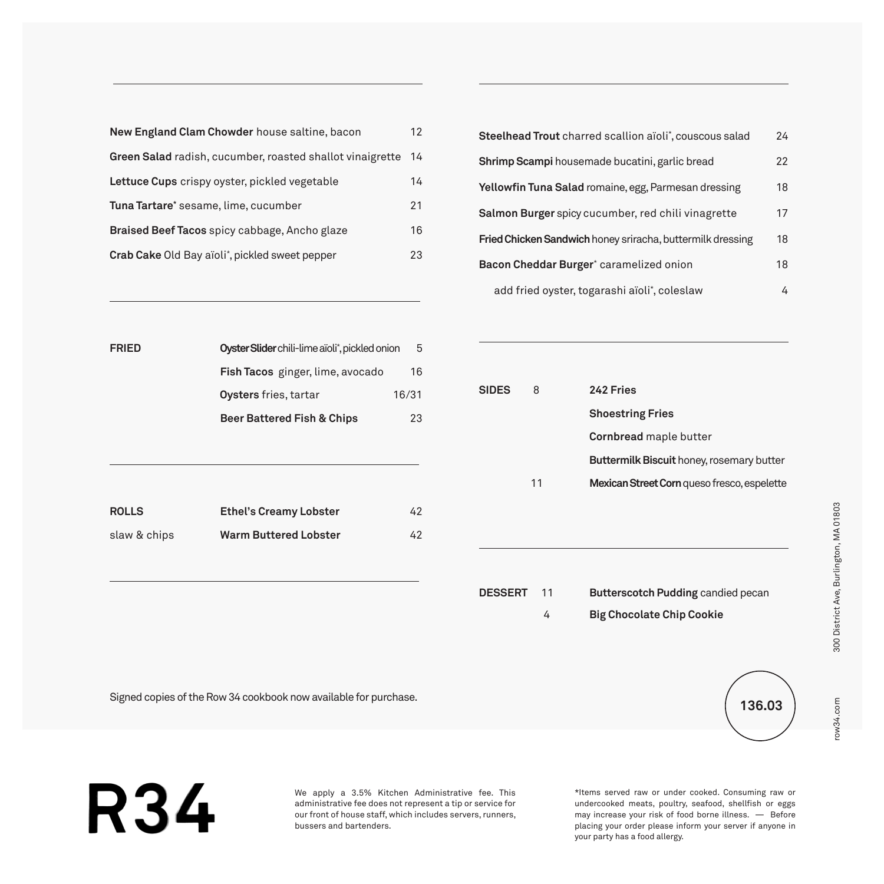**New England Clam Chowder** house saltine, bacon 12

**Green Salad** radish, cucumber, roasted shallot vinaigrette 14

**Lettuce Cups** crispy oyster, pickled vegetable 14

**Tuna Tartare*** sesame, lime, cucumber 21

**Braised Beef Tacos** spicy cabbage, Ancho glaze 16

**Crab Cake** Old Bay aïoli*, pickled sweet pepper 23

---

**FRIED**

**Oyster Slider** chili-lime aïoli*, pickled onion 5

**Fish Tacos** ginger, lime, avocado 16

**Oysters** fries, tartar 16/31

**Beer Battered Fish & Chips** 23

---

**ROLLS**
slaw & chips

**Ethel's Creamy Lobster** 42

**Warm Buttered Lobster** 42

---

**Steelhead Trout** charred scallion aïoli*, couscous salad 24

**Shrimp Scampi** housemade bucatini, garlic bread 22

**Yellowfin Tuna Salad** romaine, egg, Parmesan dressing 18

**Salmon Burger** spicy cucumber, red chili vinagrette 17

**Fried Chicken Sandwich** honey sriracha, buttermilk dressing 18

**Bacon Cheddar Burger*** caramelized onion 18

add fried oyster, togarashi aïoli*, coleslaw 4

---

**SIDES** 8

**242 Fries**

**Shoestring Fries**

**Cornbread** maple butter

**Buttermilk Biscuit** honey, rosemary butter

11 **Mexican Street Corn** queso fresco, espelette

---

**DESSERT**

11 **Butterscotch Pudding** candied pecan

4 **Big Chocolate Chip Cookie**

Signed copies of the Row 34 cookbook now available for purchase.

136.03

300 District Ave, Burlington, MA 01803

row34.com

# R34

We apply a 3.5% Kitchen Administrative fee. This administrative fee does not represent a tip or service for our front of house staff, which includes servers, runners, bussers and bartenders.

*Items served raw or under cooked. Consuming raw or undercooked meats, poultry, seafood, shellfish or eggs may increase your risk of food borne illness. — Before placing your order please inform your server if anyone in your party has a food allergy.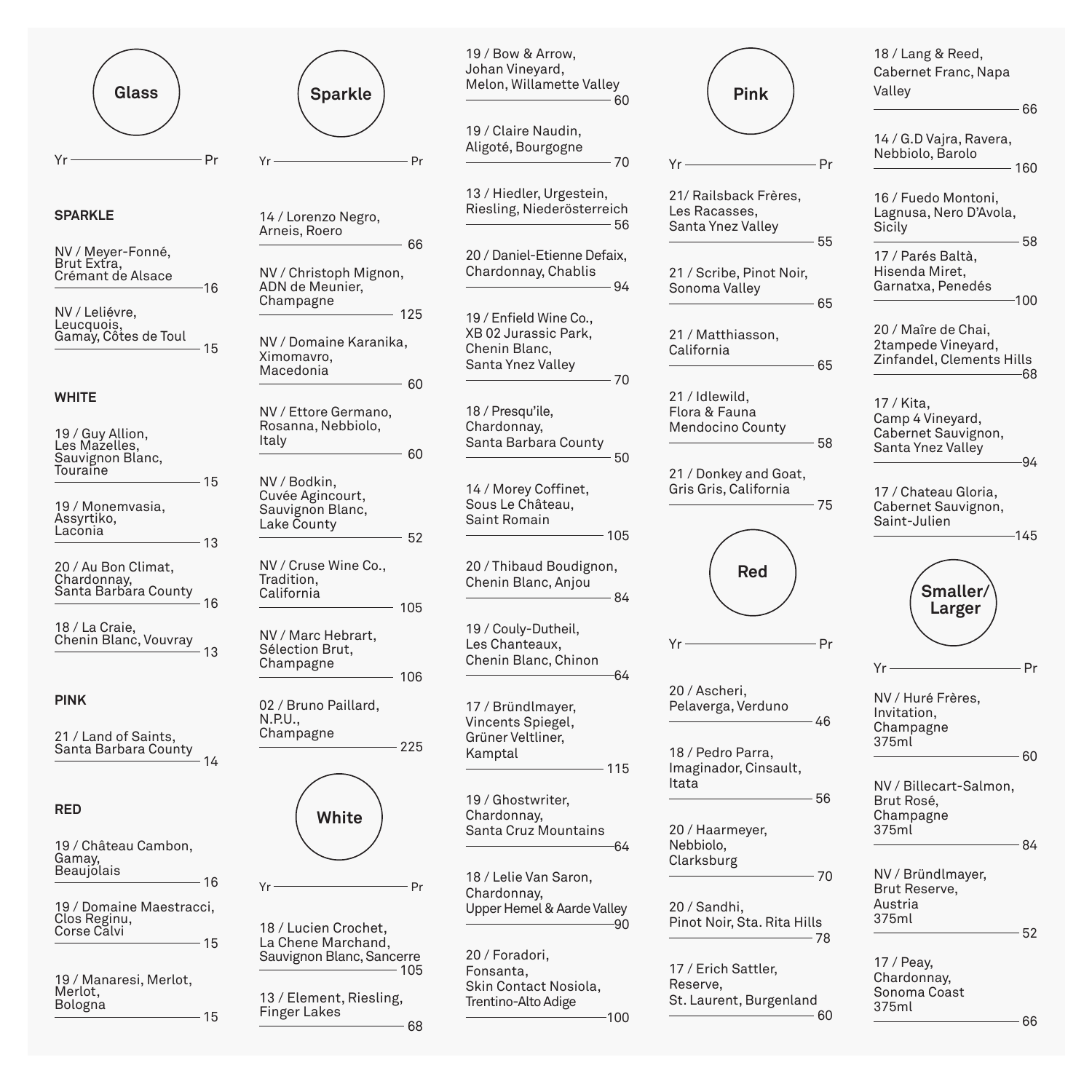## Glass

Yr — Pr

### SPARKLE

NV / Meyer-Fonné, Brut Extra, Crémant de Alsace — 16

NV / Leliévre, Leucquois, Gamay, Côtes de Toul — 15

### WHITE

19 / Guy Allion, Les Mazelles, Sauvignon Blanc, Touraine — 15

19 / Monemvasia, Assyrtiko, Laconia — 13

20 / Au Bon Climat, Chardonnay, Santa Barbara County — 16

18 / La Craie, Chenin Blanc, Vouvray — 13

### PINK

21 / Land of Saints, Santa Barbara County — 14

### RED

19 / Château Cambon, Gamay, Beaujolais — 16

19 / Domaine Maestracci, Clos Reginu, Corse Calvi — 15

19 / Manaresi, Merlot, Merlot, Bologna — 15

## Sparkle

Yr — Pr

14 / Lorenzo Negro, Arneis, Roero — 66

NV / Christoph Mignon, ADN de Meunier, Champagne — 125

NV / Domaine Karanika, Ximomavro, Macedonia — 60

NV / Ettore Germano, Rosanna, Nebbiolo, Italy — 60

NV / Bodkin, Cuvée Agincourt, Sauvignon Blanc, Lake County — 52

NV / Cruse Wine Co., Tradition, California — 105

NV / Marc Hebrart, Sélection Brut, Champagne — 106

02 / Bruno Paillard, N.P.U., Champagne — 225

## White

Yr — Pr

18 / Lucien Crochet, La Chene Marchand, Sauvignon Blanc, Sancerre — 105

13 / Element, Riesling, Finger Lakes — 68

19 / Bow & Arrow, Johan Vineyard, Melon, Willamette Valley — 60

19 / Claire Naudin, Aligoté, Bourgogne — 70

13 / Hiedler, Urgestein, Riesling, Niederösterreich — 56

20 / Daniel-Etienne Defaix, Chardonnay, Chablis — 94

19 / Enfield Wine Co., XB 02 Jurassic Park, Chenin Blanc, Santa Ynez Valley — 70

18 / Presqu'ile, Chardonnay, Santa Barbara County — 50

14 / Morey Coffinet, Sous Le Château, Saint Romain — 105

20 / Thibaud Boudignon, Chenin Blanc, Anjou — 84

19 / Couly-Dutheil, Les Chanteaux, Chenin Blanc, Chinon — 64

17 / Bründlmayer, Vincents Spiegel, Grüner Veltliner, Kamptal — 115

19 / Ghostwriter, Chardonnay, Santa Cruz Mountains — 64

18 / Lelie Van Saron, Chardonnay, Upper Hemel & Aarde Valley — 90

20 / Foradori, Fonsanta, Skin Contact Nosiola, Trentino-Alto Adige — 100

## Pink

Yr — Pr

21/ Railsback Frères, Les Racasses, Santa Ynez Valley — 55

21 / Scribe, Pinot Noir, Sonoma Valley — 65

21 / Matthiasson, California — 65

21 / Idlewild, Flora & Fauna Mendocino County — 58

21 / Donkey and Goat, Gris Gris, California — 75

## Red

Yr — Pr

20 / Ascheri, Pelaverga, Verduno — 46

18 / Pedro Parra, Imaginador, Cinsault, Itata — 56

20 / Haarmeyer, Nebbiolo, Clarksburg — 70

20 / Sandhi, Pinot Noir, Sta. Rita Hills — 78

17 / Erich Sattler, Reserve, St. Laurent, Burgenland — 60

18 / Lang & Reed, Cabernet Franc, Napa Valley — 66

14 / G.D Vajra, Ravera, Nebbiolo, Barolo — 160

16 / Fuedo Montoni, Lagnusa, Nero D'Avola, Sicily — 58

17 / Parés Baltà, Hisenda Miret, Garnatxa, Penedés — 100

20 / Maîre de Chai, 2tampede Vineyard, Zinfandel, Clements Hills — 68

17 / Kita, Camp 4 Vineyard, Cabernet Sauvignon, Santa Ynez Valley — 94

17 / Chateau Gloria, Cabernet Sauvignon, Saint-Julien — 145

## Smaller/ Larger

Yr — Pr

NV / Huré Frères, Invitation, Champagne 375ml — 60

NV / Billecart-Salmon, Brut Rosé, Champagne 375ml — 84

NV / Bründlmayer, Brut Reserve, Austria 375ml — 52

17 / Peay, Chardonnay, Sonoma Coast 375ml — 66